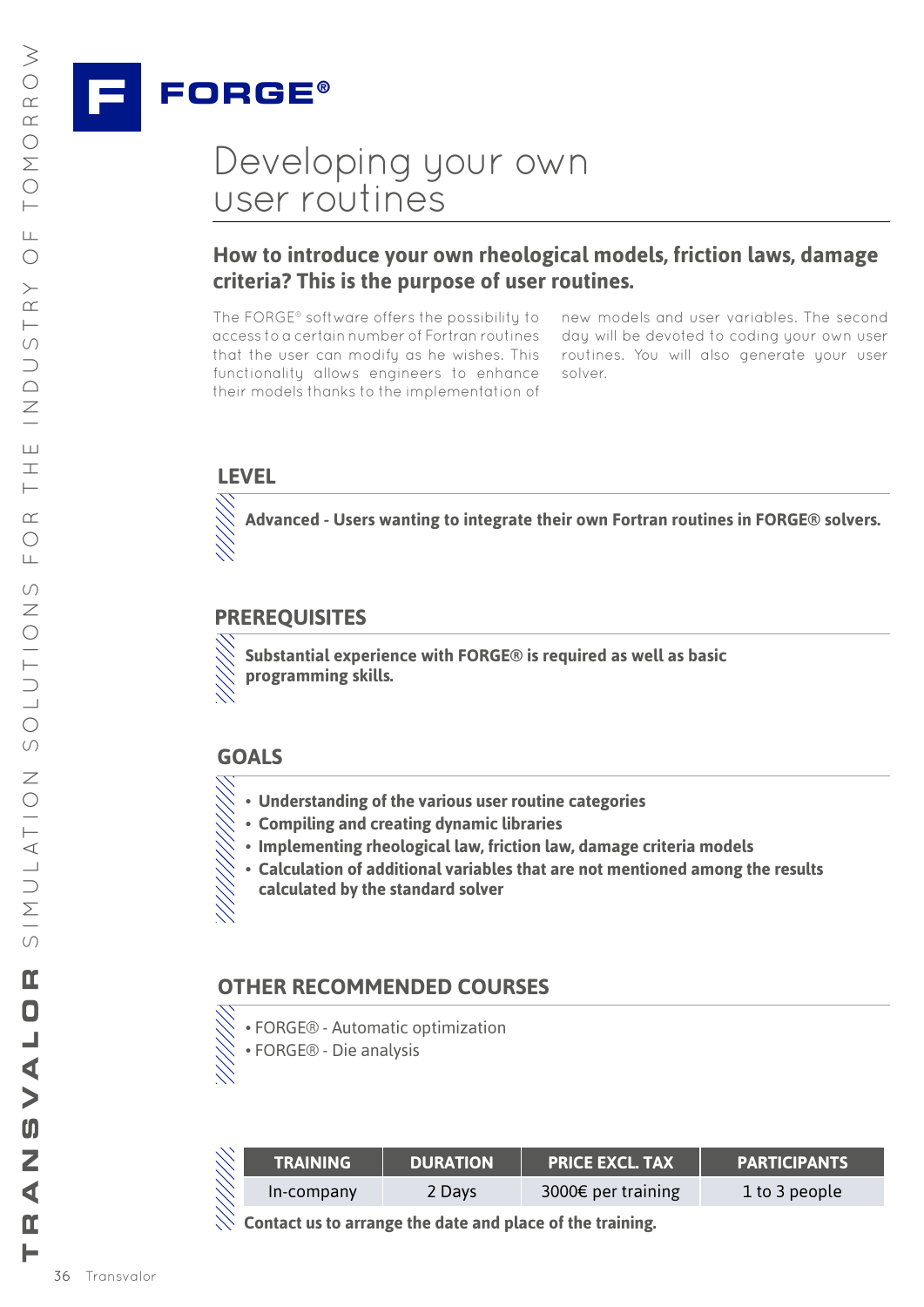# FORGE®

## Developing your own user routines

### How to introduce your own rheological models, friction laws, damage criteria? This is the purpose of user routines.

The FORGE® software offers the possibility to access to a certain number of Fortran routines that the user can modify as he wishes. This functionality allows engineers to enhance their models thanks to the implementation of new models and user variables. The second day will be devoted to coding your own user routines. You will also generate your user solver.

### LEVEL

**Advanced - Users wanting to integrate their own Fortran routines in FORGE® solvers.**

### PREREQUISITES

**Substantial experience with FORGE® is required as well as basic programming skills.**

### GOALS

- **Understanding of the various user routine categories**
- **Compiling and creating dynamic libraries**
- **Implementing rheological law, friction law, damage criteria models**
- **Calculation of additional variables that are not mentioned among the results calculated by the standard solver**

### OTHER RECOMMENDED COURSES

- FORGE® - Automatic optimization
- FORGE® - Die analysis

| TRAINING | DURATION | PRICE EXCL. TAX | PARTICIPANTS |
|---|---|---|---|
| In-company | 2 Days | 3000€ per training | 1 to 3 people |

**Contact us to arrange the date and place of the training.**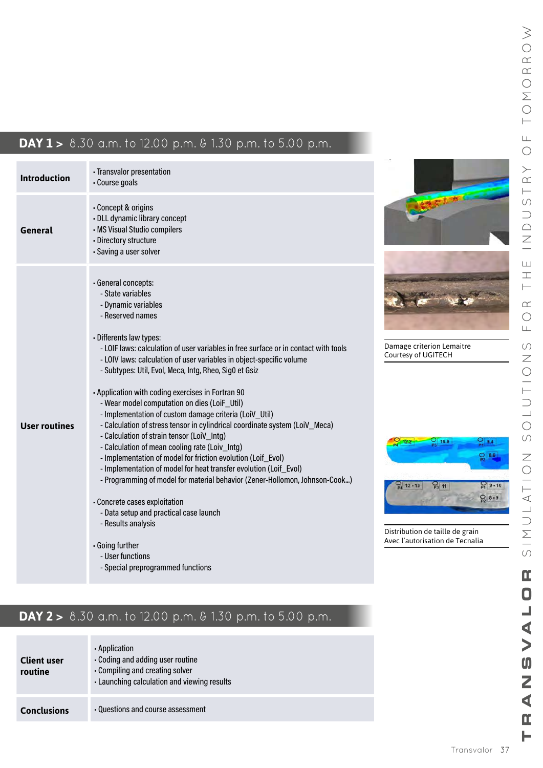## DAY 1 > 8.30 a.m. to 12.00 p.m. & 1.30 p.m. to 5.00 p.m.

| | |
|---|---|
| **Introduction** | • Transvalor presentation<br>• Course goals |
| **General** | • Concept & origins<br>• DLL dynamic library concept<br>• MS Visual Studio compilers<br>• Directory structure<br>• Saving a user solver |
| **User routines** | • General concepts:<br>- State variables<br>- Dynamic variables<br>- Reserved names<br><br>• Differents law types:<br>- LOIF laws: calculation of user variables in free surface or in contact with tools<br>- LOIV laws: calculation of user variables in object-specific volume<br>- Subtypes: Util, Evol, Meca, Intg, Rheo, Sig0 et Gsiz<br><br>• Application with coding exercises in Fortran 90<br>- Wear model computation on dies (LoiF_Util)<br>- Implementation of custom damage criteria (LoiV_Util)<br>- Calculation of stress tensor in cylindrical coordinate system (LoiV_Meca)<br>- Calculation of strain tensor (LoiV_Intg)<br>- Calculation of mean cooling rate (Loiv_Intg)<br>- Implementation of model for friction evolution (Loif_Evol)<br>- Implementation of model for heat transfer evolution (Loif_Evol)<br>- Programming of model for material behavior (Zener-Hollomon, Johnson-Cook...)<br><br>• Concrete cases exploitation<br>- Data setup and practical case launch<br>- Results analysis<br><br>• Going further<br>- User functions<br>- Special preprogrammed functions |

## DAY 2 > 8.30 a.m. to 12.00 p.m. & 1.30 p.m. to 5.00 p.m.

| | |
|---|---|
| **Client user routine** | • Application<br>• Coding and adding user routine<br>• Compiling and creating solver<br>• Launching calculation and viewing results |
| **Conclusions** | • Questions and course assessment |

Damage criterion Lemaitre
Courtesy of UGITECH

Distribution de taille de grain
Avec l'autorisation de Tecnalia